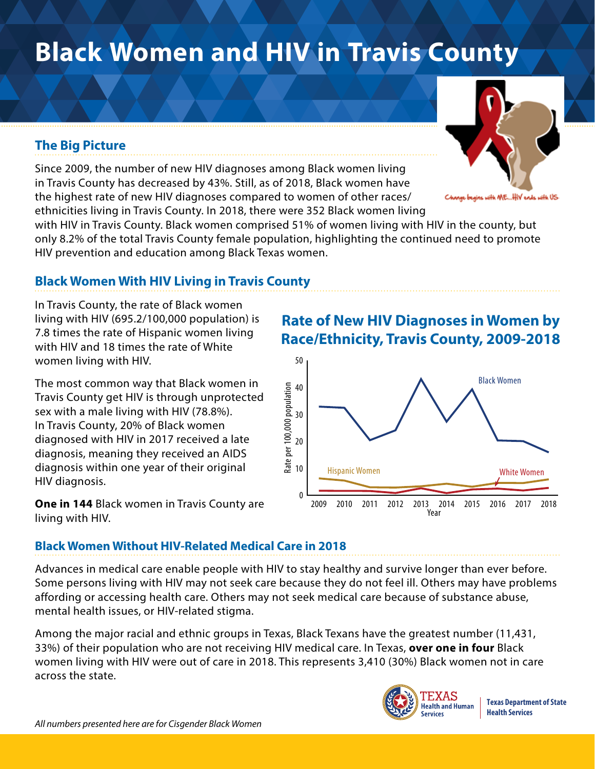# Black Women and HIV in Travis County

Change begins with ME...HIV ends with US

## The Big Picture

Since 2009, the number of new HIV diagnoses among Black women living in Travis County has decreased by 43%. Still, as of 2018, Black women have the highest rate of new HIV diagnoses compared to women of other races/ethnicities living in Travis County. In 2018, there were 352 Black women living with HIV in Travis County. Black women comprised 51% of women living with HIV in the county, but only 8.2% of the total Travis County female population, highlighting the continued need to promote HIV prevention and education among Black Texas women.

## Black Women With HIV Living in Travis County

In Travis County, the rate of Black women living with HIV (695.2/100,000 population) is 7.8 times the rate of Hispanic women living with HIV and 18 times the rate of White women living with HIV.

The most common way that Black women in Travis County get HIV is through unprotected sex with a male living with HIV (78.8%). In Travis County, 20% of Black women diagnosed with HIV in 2017 received a late diagnosis, meaning they received an AIDS diagnosis within one year of their original HIV diagnosis.

**One in 144** Black women in Travis County are living with HIV.

### Rate of New HIV Diagnoses in Women by Race/Ethnicity, Travis County, 2009-2018

## Black Women Without HIV-Related Medical Care in 2018

Advances in medical care enable people with HIV to stay healthy and survive longer than ever before. Some persons living with HIV may not seek care because they do not feel ill. Others may have problems affording or accessing health care. Others may not seek medical care because of substance abuse, mental health issues, or HIV-related stigma.

Among the major racial and ethnic groups in Texas, Black Texans have the greatest number (11,431, 33%) of their population who are not receiving HIV medical care. In Texas, **over one in four** Black women living with HIV were out of care in 2018. This represents 3,410 (30%) Black women not in care across the state.

Texas Health and Human Services | Texas Department of State Health Services

*All numbers presented here are for Cisgender Black Women*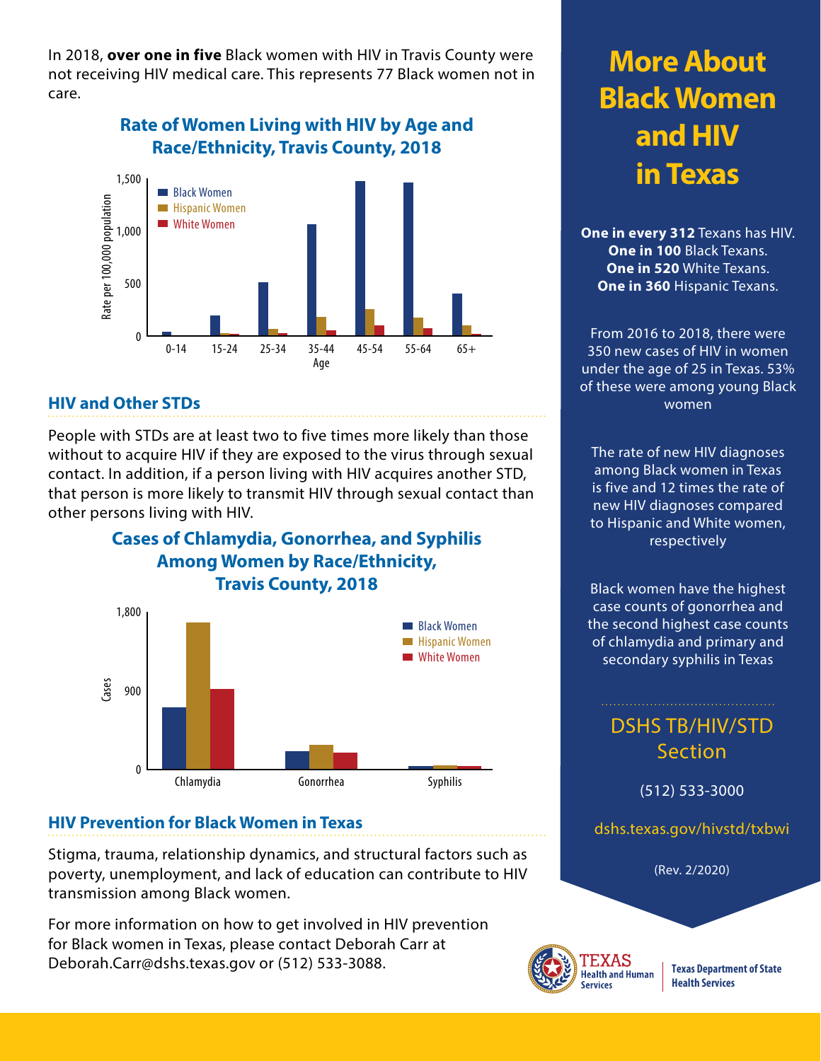In 2018, **over one in five** Black women with HIV in Travis County were not receiving HIV medical care. This represents 77 Black women not in care.

### Rate of Women Living with HIV by Age and Race/Ethnicity, Travis County, 2018

Rate per 100,000 population

1,500
1,000
500
0

Black Women
Hispanic Women
White Women

0-14
15-24
25-34
35-44
45-54
55-64
65+

Age

## HIV and Other STDs

People with STDs are at least two to five times more likely than those without to acquire HIV if they are exposed to the virus through sexual contact. In addition, if a person living with HIV acquires another STD, that person is more likely to transmit HIV through sexual contact than other persons living with HIV.

### Cases of Chlamydia, Gonorrhea, and Syphilis Among Women by Race/Ethnicity, Travis County, 2018

Cases

1,800
900
0

Black Women
Hispanic Women
White Women

Chlamydia
Gonorrhea
Syphilis

## HIV Prevention for Black Women in Texas

Stigma, trauma, relationship dynamics, and structural factors such as poverty, unemployment, and lack of education can contribute to HIV transmission among Black women.

For more information on how to get involved in HIV prevention for Black women in Texas, please contact Deborah Carr at Deborah.Carr@dshs.texas.gov or (512) 533-3088.

# More About Black Women and HIV in Texas

**One in every 312** Texans has HIV.
**One in 100** Black Texans.
**One in 520** White Texans.
**One in 360** Hispanic Texans.

From 2016 to 2018, there were 350 new cases of HIV in women under the age of 25 in Texas. 53% of these were among young Black women

The rate of new HIV diagnoses among Black women in Texas is five and 12 times the rate of new HIV diagnoses compared to Hispanic and White women, respectively

Black women have the highest case counts of gonorrhea and the second highest case counts of chlamydia and primary and secondary syphilis in Texas

DSHS TB/HIV/STD Section

(512) 533-3000

dshs.texas.gov/hivstd/txbwi

(Rev. 2/2020)

TEXAS Health and Human Services | Texas Department of State Health Services